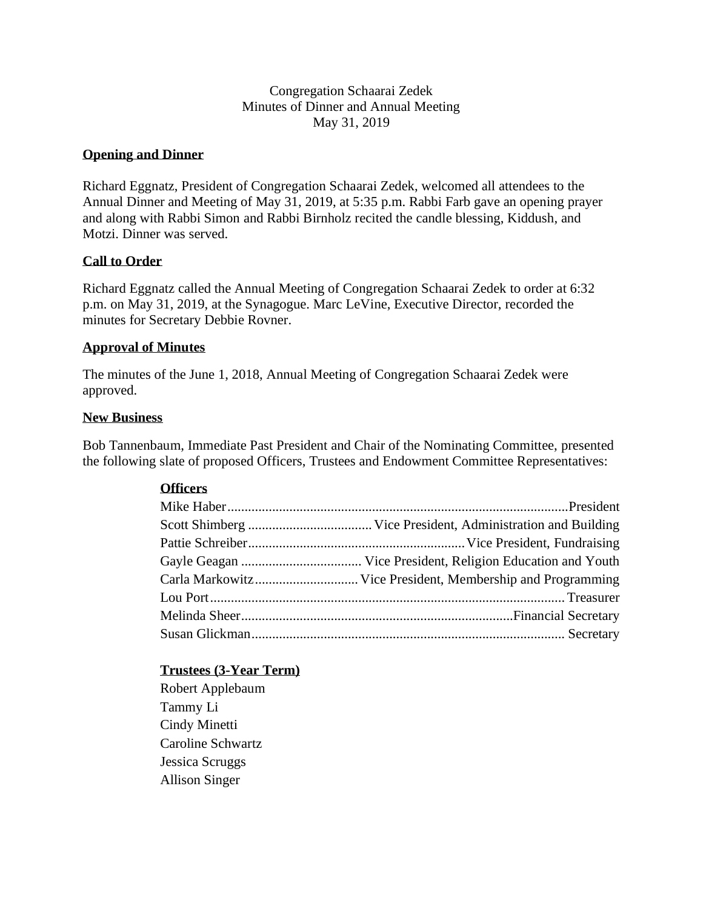Congregation Schaarai Zedek
Minutes of Dinner and Annual Meeting
May 31, 2019

**Opening and Dinner**

Richard Eggnatz, President of Congregation Schaarai Zedek, welcomed all attendees to the Annual Dinner and Meeting of May 31, 2019, at 5:35 p.m. Rabbi Farb gave an opening prayer and along with Rabbi Simon and Rabbi Birnholz recited the candle blessing, Kiddush, and Motzi. Dinner was served.

**Call to Order**

Richard Eggnatz called the Annual Meeting of Congregation Schaarai Zedek to order at 6:32 p.m. on May 31, 2019, at the Synagogue. Marc LeVine, Executive Director, recorded the minutes for Secretary Debbie Rovner.

**Approval of Minutes**

The minutes of the June 1, 2018, Annual Meeting of Congregation Schaarai Zedek were approved.

**New Business**

Bob Tannenbaum, Immediate Past President and Chair of the Nominating Committee, presented the following slate of proposed Officers, Trustees and Endowment Committee Representatives:

**Officers**

Mike Haber....................President
Scott Shimberg....................Vice President, Administration and Building
Pattie Schreiber....................Vice President, Fundraising
Gayle Geagan....................Vice President, Religion Education and Youth
Carla Markowitz....................Vice President, Membership and Programming
Lou Port....................Treasurer
Melinda Sheer....................Financial Secretary
Susan Glickman....................Secretary

**Trustees (3-Year Term)**

Robert Applebaum
Tammy Li
Cindy Minetti
Caroline Schwartz
Jessica Scruggs
Allison Singer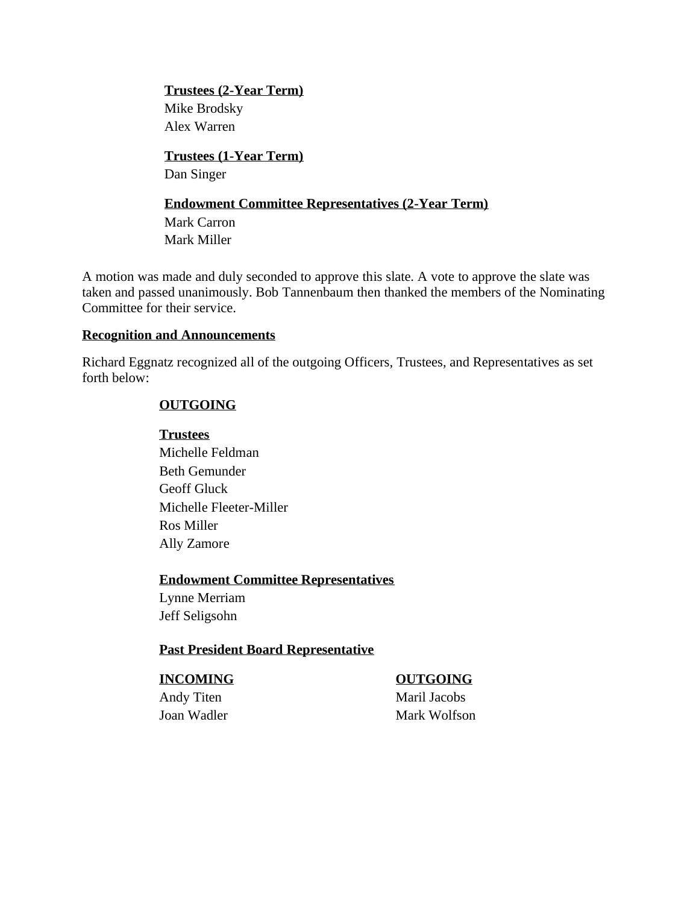**Trustees (2-Year Term)**
Mike Brodsky
Alex Warren

**Trustees (1-Year Term)**
Dan Singer

**Endowment Committee Representatives (2-Year Term)**
Mark Carron
Mark Miller

A motion was made and duly seconded to approve this slate. A vote to approve the slate was taken and passed unanimously. Bob Tannenbaum then thanked the members of the Nominating Committee for their service.

**Recognition and Announcements**

Richard Eggnatz recognized all of the outgoing Officers, Trustees, and Representatives as set forth below:

**OUTGOING**

**Trustees**
Michelle Feldman
Beth Gemunder
Geoff Gluck
Michelle Fleeter-Miller
Ros Miller
Ally Zamore

**Endowment Committee Representatives**
Lynne Merriam
Jeff Seligsohn

**Past President Board Representative**

| INCOMING | OUTGOING |
| --- | --- |
| Andy Titen | Maril Jacobs |
| Joan Wadler | Mark Wolfson |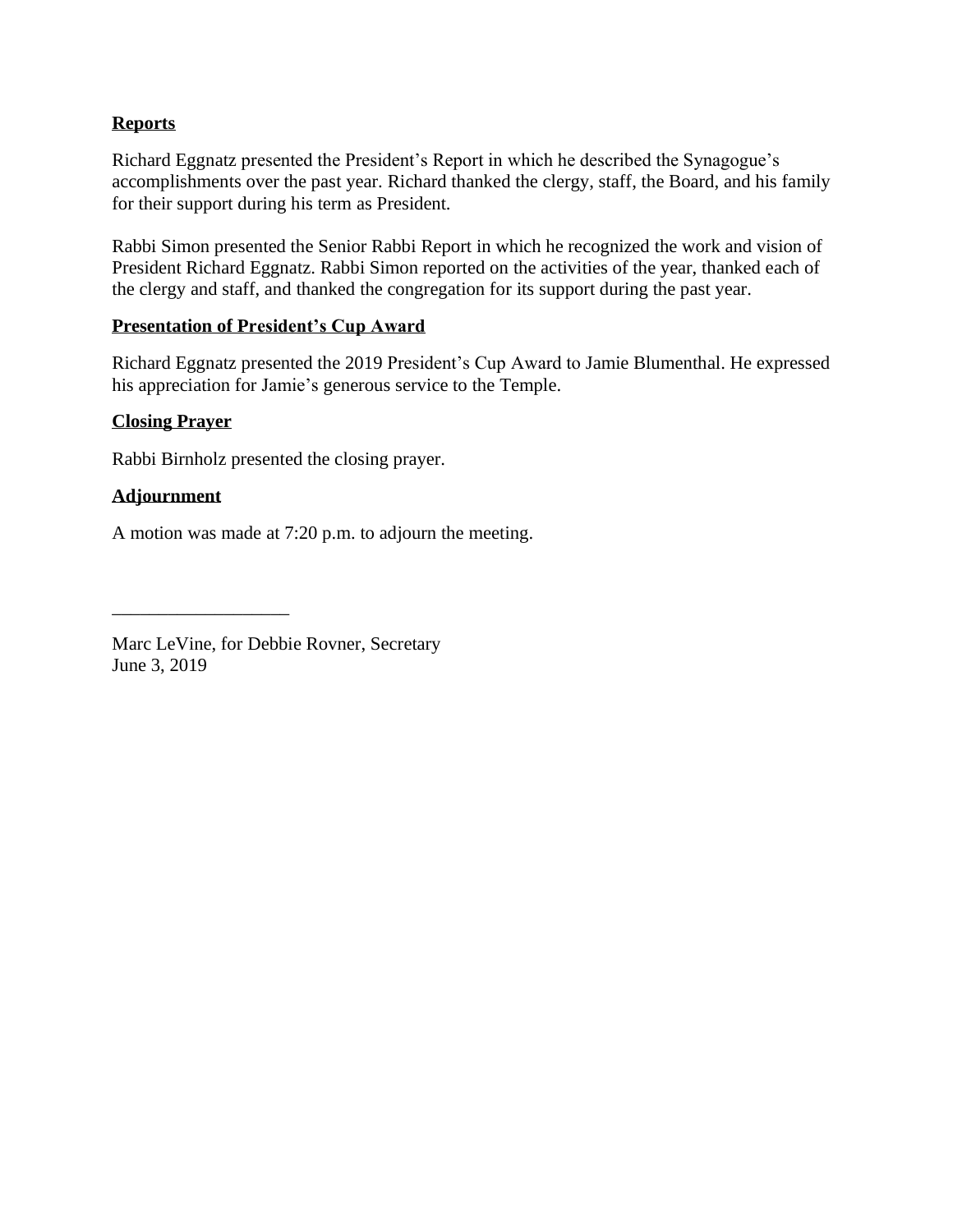**Reports**

Richard Eggnatz presented the President's Report in which he described the Synagogue's accomplishments over the past year. Richard thanked the clergy, staff, the Board, and his family for their support during his term as President.

Rabbi Simon presented the Senior Rabbi Report in which he recognized the work and vision of President Richard Eggnatz. Rabbi Simon reported on the activities of the year, thanked each of the clergy and staff, and thanked the congregation for its support during the past year.

**Presentation of President's Cup Award**

Richard Eggnatz presented the 2019 President's Cup Award to Jamie Blumenthal. He expressed his appreciation for Jamie's generous service to the Temple.

**Closing Prayer**

Rabbi Birnholz presented the closing prayer.

**Adjournment**

A motion was made at 7:20 p.m. to adjourn the meeting.

\_\_\_\_\_\_\_\_\_\_\_\_\_\_\_\_\_\_\_

Marc LeVine, for Debbie Rovner, Secretary
June 3, 2019